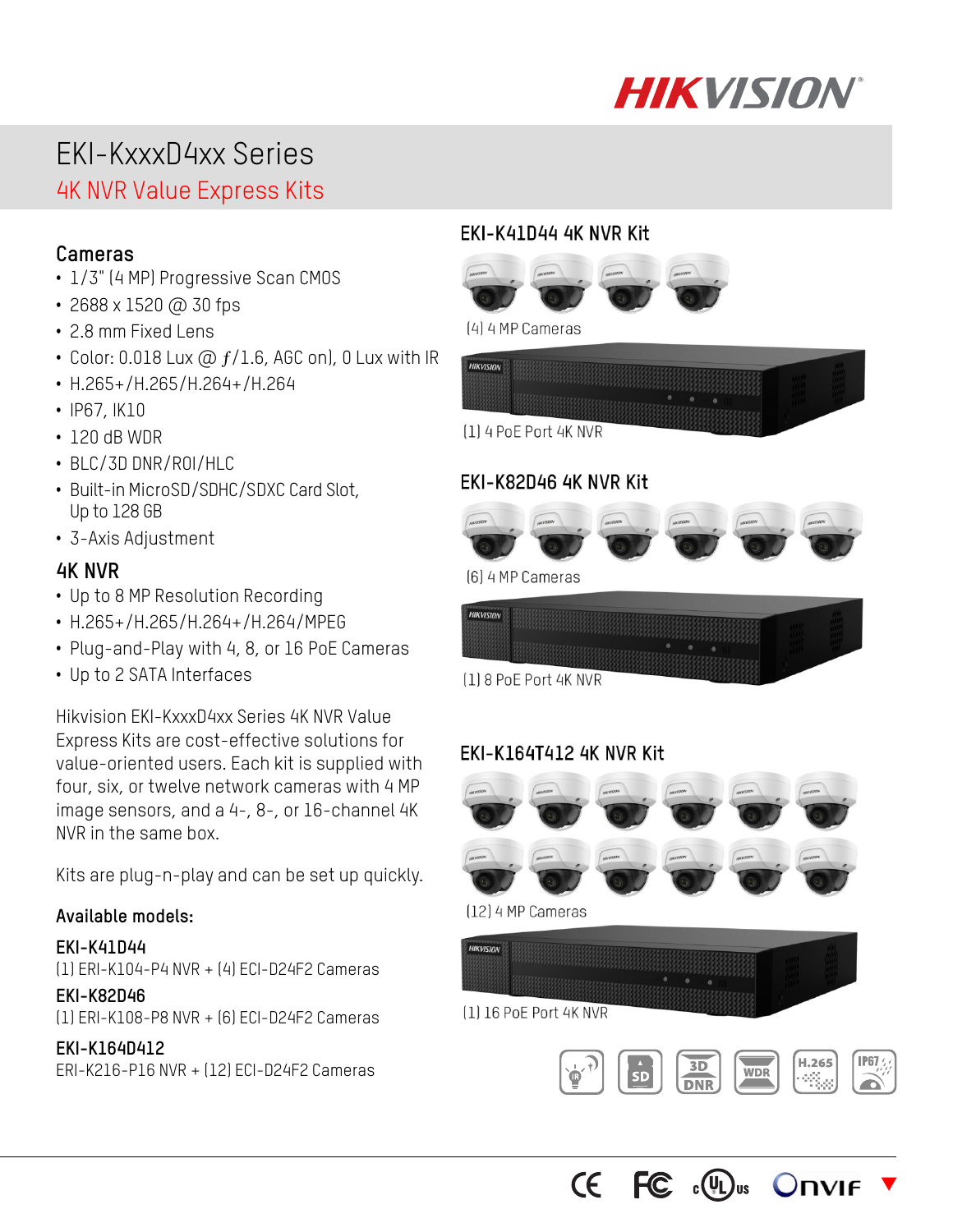# EKI-KxxxD4xx Series

## 4K NVR Value Express Kits

### Cameras

- 1/3" (4 MP) Progressive Scan CMOS
- 2688 x 1520 @ 30 fps
- 2.8 mm Fixed Lens
- Color: 0.018 Lux @ ƒ/1.6, AGC on), 0 Lux with IR
- H.265+/H.265/H.264+/H.264
- IP67, IK10
- 120 dB WDR
- BLC/3D DNR/ROI/HLC
- Built-in MicroSD/SDHC/SDXC Card Slot, Up to 128 GB
- 3-Axis Adjustment

### 4K NVR

- Up to 8 MP Resolution Recording
- H.265+/H.265/H.264+/H.264/MPEG
- Plug-and-Play with 4, 8, or 16 PoE Cameras
- Up to 2 SATA Interfaces

Hikvision EKI-KxxxD4xx Series 4K NVR Value Express Kits are cost-effective solutions for value-oriented users. Each kit is supplied with four, six, or twelve network cameras with 4 MP image sensors, and a 4-, 8-, or 16-channel 4K NVR in the same box.

Kits are plug-n-play and can be set up quickly.

**Available models:**

**EKI-K41D44**
(1) ERI-K104-P4 NVR + (4) ECI-D24F2 Cameras

**EKI-K82D46**
(1) ERI-K108-P8 NVR + (6) ECI-D24F2 Cameras

**EKI-K164D412**
ERI-K216-P16 NVR + (12) ECI-D24F2 Cameras

### EKI-K41D44 4K NVR Kit

(4) 4 MP Cameras

(1) 4 PoE Port 4K NVR

### EKI-K82D46 4K NVR Kit

(6) 4 MP Cameras

(1) 8 PoE Port 4K NVR

### EKI-K164T412 4K NVR Kit

(12) 4 MP Cameras

(1) 16 PoE Port 4K NVR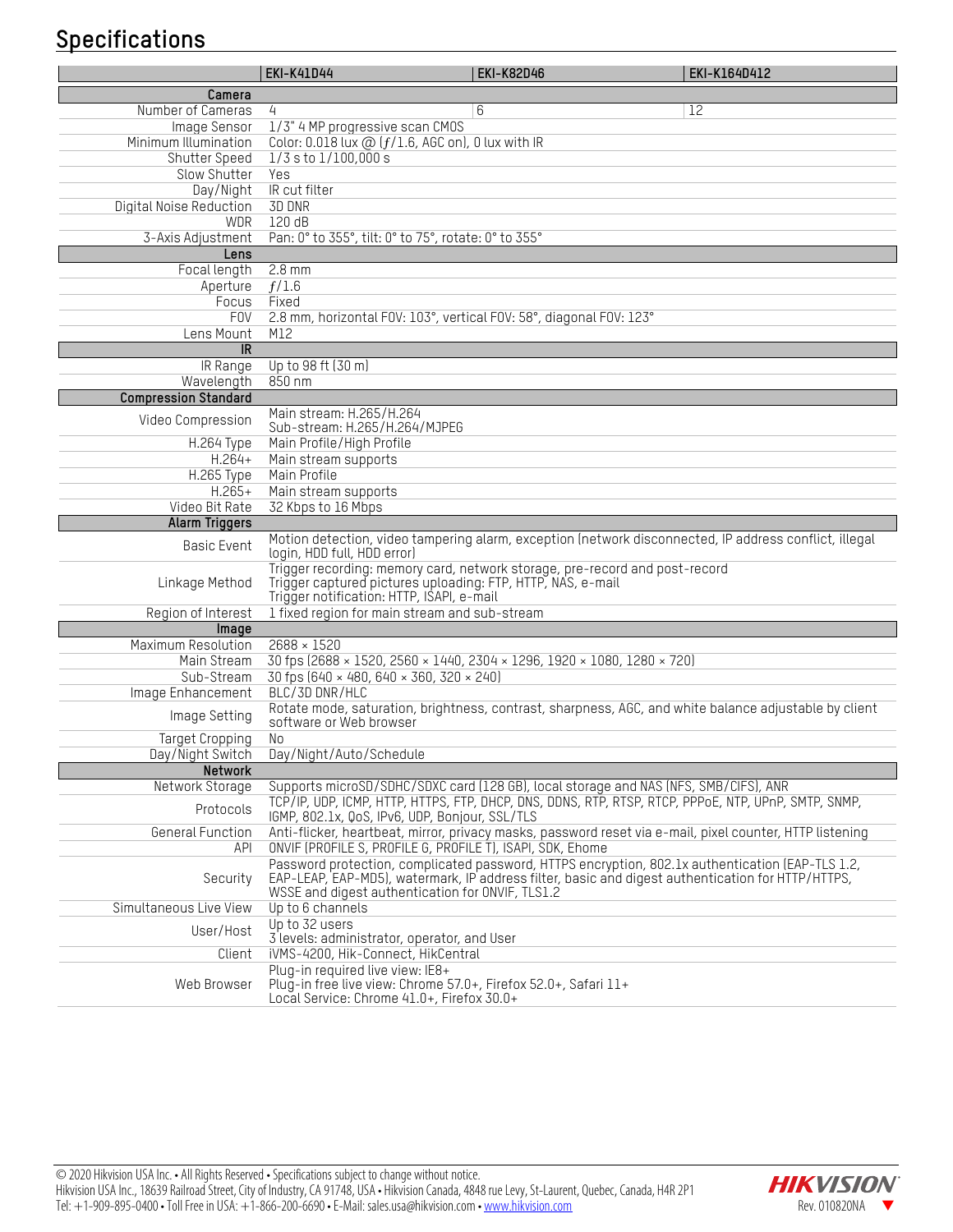## Specifications

| | EKI-K41D44 | EKI-K82D46 | EKI-K164D412 |
|---|---|---|---|
| **Camera** | | | |
| Number of Cameras | 4 | 6 | 12 |
| Image Sensor | 1/3" 4 MP progressive scan CMOS | | |
| Minimum Illumination | Color: 0.018 lux @ (ƒ/1.6, AGC on), 0 lux with IR | | |
| Shutter Speed | 1/3 s to 1/100,000 s | | |
| Slow Shutter | Yes | | |
| Day/Night | IR cut filter | | |
| Digital Noise Reduction | 3D DNR | | |
| WDR | 120 dB | | |
| 3-Axis Adjustment | Pan: 0° to 355°, tilt: 0° to 75°, rotate: 0° to 355° | | |
| **Lens** | | | |
| Focal length | 2.8 mm | | |
| Aperture | ƒ/1.6 | | |
| Focus | Fixed | | |
| FOV | 2.8 mm, horizontal FOV: 103°, vertical FOV: 58°, diagonal FOV: 123° | | |
| Lens Mount | M12 | | |
| **IR** | | | |
| IR Range | Up to 98 ft (30 m) | | |
| Wavelength | 850 nm | | |
| **Compression Standard** | | | |
| Video Compression | Main stream: H.265/H.264<br>Sub-stream: H.265/H.264/MJPEG | | |
| H.264 Type | Main Profile/High Profile | | |
| H.264+ | Main stream supports | | |
| H.265 Type | Main Profile | | |
| H.265+ | Main stream supports | | |
| Video Bit Rate | 32 Kbps to 16 Mbps | | |
| **Alarm Triggers** | | | |
| Basic Event | Motion detection, video tampering alarm, exception (network disconnected, IP address conflict, illegal login, HDD full, HDD error) | | |
| Linkage Method | Trigger recording: memory card, network storage, pre-record and post-record<br>Trigger captured pictures uploading: FTP, HTTP, NAS, e-mail<br>Trigger notification: HTTP, ISAPI, e-mail | | |
| Region of Interest | 1 fixed region for main stream and sub-stream | | |
| **Image** | | | |
| Maximum Resolution | 2688 × 1520 | | |
| Main Stream | 30 fps (2688 × 1520, 2560 × 1440, 2304 × 1296, 1920 × 1080, 1280 × 720) | | |
| Sub-Stream | 30 fps (640 × 480, 640 × 360, 320 × 240) | | |
| Image Enhancement | BLC/3D DNR/HLC | | |
| Image Setting | Rotate mode, saturation, brightness, contrast, sharpness, AGC, and white balance adjustable by client software or Web browser | | |
| Target Cropping | No | | |
| Day/Night Switch | Day/Night/Auto/Schedule | | |
| **Network** | | | |
| Network Storage | Supports microSD/SDHC/SDXC card (128 GB), local storage and NAS (NFS, SMB/CIFS), ANR | | |
| Protocols | TCP/IP, UDP, ICMP, HTTP, HTTPS, FTP, DHCP, DNS, DDNS, RTP, RTSP, RTCP, PPPoE, NTP, UPnP, SMTP, SNMP, IGMP, 802.1x, QoS, IPv6, UDP, Bonjour, SSL/TLS | | |
| General Function | Anti-flicker, heartbeat, mirror, privacy masks, password reset via e-mail, pixel counter, HTTP listening | | |
| API | ONVIF (PROFILE S, PROFILE G, PROFILE T), ISAPI, SDK, Ehome | | |
| Security | Password protection, complicated password, HTTPS encryption, 802.1x authentication (EAP-TLS 1.2, EAP-LEAP, EAP-MD5), watermark, IP address filter, basic and digest authentication for HTTP/HTTPS, WSSE and digest authentication for ONVIF, TLS1.2 | | |
| Simultaneous Live View | Up to 6 channels | | |
| User/Host | Up to 32 users<br>3 levels: administrator, operator, and User | | |
| Client | iVMS-4200, Hik-Connect, HikCentral | | |
| Web Browser | Plug-in required live view: IE8+<br>Plug-in free live view: Chrome 57.0+, Firefox 52.0+, Safari 11+<br>Local Service: Chrome 41.0+, Firefox 30.0+ | | |

© 2020 Hikvision USA Inc. • All Rights Reserved • Specifications subject to change without notice.
Hikvision USA Inc., 18639 Railroad Street, City of Industry, CA 91748, USA • Hikvision Canada, 4848 rue Levy, St-Laurent, Quebec, Canada, H4R 2P1
Tel: +1-909-895-0400 • Toll Free in USA: +1-866-200-6690 • E-Mail: sales.usa@hikvision.com • www.hikvision.com

Rev. 010820NA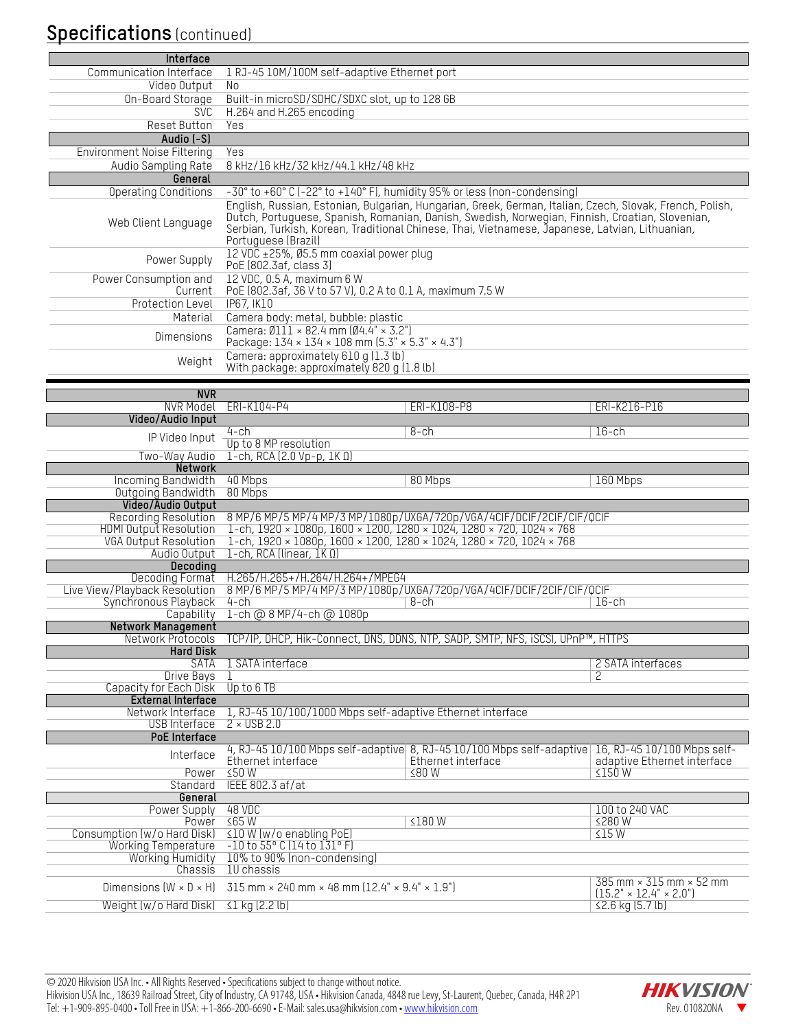## Specifications (continued)

| Interface | |
|---|---|
| Communication Interface | 1 RJ-45 10M/100M self-adaptive Ethernet port |
| Video Output | No |
| On-Board Storage | Built-in microSD/SDHC/SDXC slot, up to 128 GB |
| SVC | H.264 and H.265 encoding |
| Reset Button | Yes |
| **Audio (-S)** | |
| Environment Noise Filtering | Yes |
| Audio Sampling Rate | 8 kHz/16 kHz/32 kHz/44.1 kHz/48 kHz |
| **General** | |
| Operating Conditions | -30° to +60° C (-22° to +140° F), humidity 95% or less (non-condensing) |
| Web Client Language | English, Russian, Estonian, Bulgarian, Hungarian, Greek, German, Italian, Czech, Slovak, French, Polish, Dutch, Portuguese, Spanish, Romanian, Danish, Swedish, Norwegian, Finnish, Croatian, Slovenian, Serbian, Turkish, Korean, Traditional Chinese, Thai, Vietnamese, Japanese, Latvian, Lithuanian, Portuguese (Brazil) |
| Power Supply | 12 VDC ±25%, Ø5.5 mm coaxial power plug<br>PoE (802.3af, class 3) |
| Power Consumption and Current | 12 VDC, 0.5 A, maximum 6 W<br>PoE (802.3af, 36 V to 57 V), 0.2 A to 0.1 A, maximum 7.5 W |
| Protection Level | IP67, IK10 |
| Material | Camera body: metal, bubble: plastic |
| Dimensions | Camera: Ø111 × 82.4 mm (Ø4.4" × 3.2")<br>Package: 134 × 134 × 108 mm (5.3" × 5.3" × 4.3") |
| Weight | Camera: approximately 610 g (1.3 lb)<br>With package: approximately 820 g (1.8 lb) |

| NVR | | | |
|---|---|---|---|
| NVR Model | ERI-K104-P4 | ERI-K108-P8 | ERI-K216-P16 |
| **Video/Audio Input** | | | |
| IP Video Input | 4-ch | 8-ch | 16-ch |
| | Up to 8 MP resolution | | |
| Two-Way Audio | 1-ch, RCA (2.0 Vp-p, 1K Ω) | | |
| **Network** | | | |
| Incoming Bandwidth | 40 Mbps | 80 Mbps | 160 Mbps |
| Outgoing Bandwidth | 80 Mbps | | |
| **Video/Audio Output** | | | |
| Recording Resolution | 8 MP/6 MP/5 MP/4 MP/3 MP/1080p/UXGA/720p/VGA/4CIF/DCIF/2CIF/CIF/QCIF | | |
| HDMI Output Resolution | 1-ch, 1920 × 1080p, 1600 × 1200, 1280 × 1024, 1280 × 720, 1024 × 768 | | |
| VGA Output Resolution | 1-ch, 1920 × 1080p, 1600 × 1200, 1280 × 1024, 1280 × 720, 1024 × 768 | | |
| Audio Output | 1-ch, RCA (linear, 1K Ω) | | |
| **Decoding** | | | |
| Decoding Format | H.265/H.265+/H.264/H.264+/MPEG4 | | |
| Live View/Playback Resolution | 8 MP/6 MP/5 MP/4 MP/3 MP/1080p/UXGA/720p/VGA/4CIF/DCIF/2CIF/CIF/QCIF | | |
| Synchronous Playback | 4-ch | 8-ch | 16-ch |
| Capability | 1-ch @ 8 MP/4-ch @ 1080p | | |
| **Network Management** | | | |
| Network Protocols | TCP/IP, DHCP, Hik-Connect, DNS, DDNS, NTP, SADP, SMTP, NFS, iSCSI, UPnP™, HTTPS | | |
| **Hard Disk** | | | |
| SATA | 1 SATA interface | | 2 SATA interfaces |
| Drive Bays | 1 | | 2 |
| Capacity for Each Disk | Up to 6 TB | | |
| **External Interface** | | | |
| Network Interface | 1, RJ-45 10/100/1000 Mbps self-adaptive Ethernet interface | | |
| USB Interface | 2 × USB 2.0 | | |
| **PoE Interface** | | | |
| Interface | 4, RJ-45 10/100 Mbps self-adaptive Ethernet interface | 8, RJ-45 10/100 Mbps self-adaptive Ethernet interface | 16, RJ-45 10/100 Mbps self-adaptive Ethernet interface |
| Power | ≤50 W | ≤80 W | ≤150 W |
| Standard | IEEE 802.3 af/at | | |
| **General** | | | |
| Power Supply | 48 VDC | | 100 to 240 VAC |
| Power | ≤65 W | ≤180 W | ≤280 W |
| Consumption (w/o Hard Disk) | ≤10 W (w/o enabling PoE) | | ≤15 W |
| Working Temperature | -10 to 55° C (14 to 131° F) | | |
| Working Humidity | 10% to 90% (non-condensing) | | |
| Chassis | 1U chassis | | |
| Dimensions (W × D × H) | 315 mm × 240 mm × 48 mm (12.4" × 9.4" × 1.9") | | 385 mm × 315 mm × 52 mm (15.2" × 12.4" × 2.0") |
| Weight (w/o Hard Disk) | ≤1 kg (2.2 lb) | | ≤2.6 kg (5.7 lb) |

© 2020 Hikvision USA Inc. • All Rights Reserved • Specifications subject to change without notice.
Hikvision USA Inc., 18639 Railroad Street, City of Industry, CA 91748, USA • Hikvision Canada, 4848 rue Levy, St-Laurent, Quebec, Canada, H4R 2P1
Tel: +1-909-895-0400 • Toll Free in USA: +1-866-200-6690 • E-Mail: sales.usa@hikvision.com • www.hikvision.com

HIKVISION Rev. 010820NA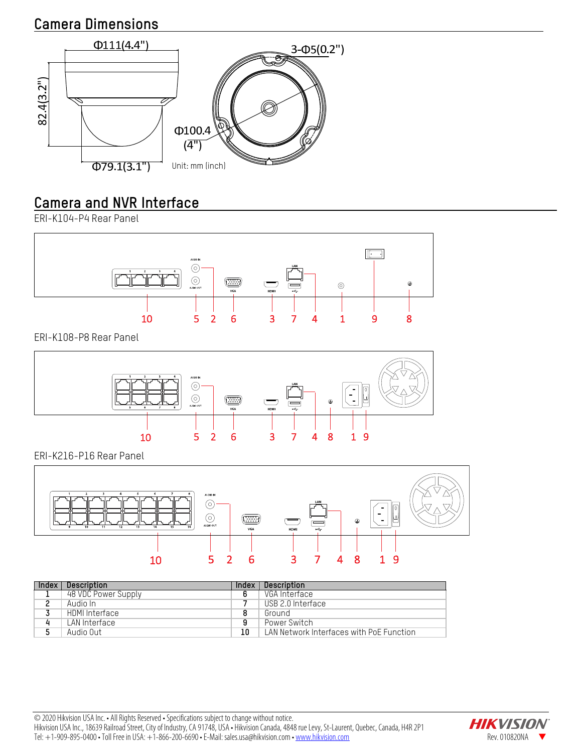## Camera Dimensions

Φ111(4.4")

3-Φ5(0.2")

82.4(3.2")

Φ100.4 (4")

Φ79.1(3.1")

Unit: mm (inch)

## Camera and NVR Interface

ERI-K104-P4 Rear Panel

ERI-K108-P8 Rear Panel

ERI-K216-P16 Rear Panel

| Index | Description | Index | Description |
|---|---|---|---|
| 1 | 48 VDC Power Supply | 6 | VGA Interface |
| 2 | Audio In | 7 | USB 2.0 Interface |
| 3 | HDMI Interface | 8 | Ground |
| 4 | LAN Interface | 9 | Power Switch |
| 5 | Audio Out | 10 | LAN Network Interfaces with PoE Function |

© 2020 Hikvision USA Inc. • All Rights Reserved • Specifications subject to change without notice.
Hikvision USA Inc., 18639 Railroad Street, City of Industry, CA 91748, USA • Hikvision Canada, 4848 rue Levy, St-Laurent, Quebec, Canada, H4R 2P1
Tel: +1-909-895-0400 • Toll Free in USA: +1-866-200-6690 • E-Mail: sales.usa@hikvision.com • www.hikvision.com

Rev. 010820NA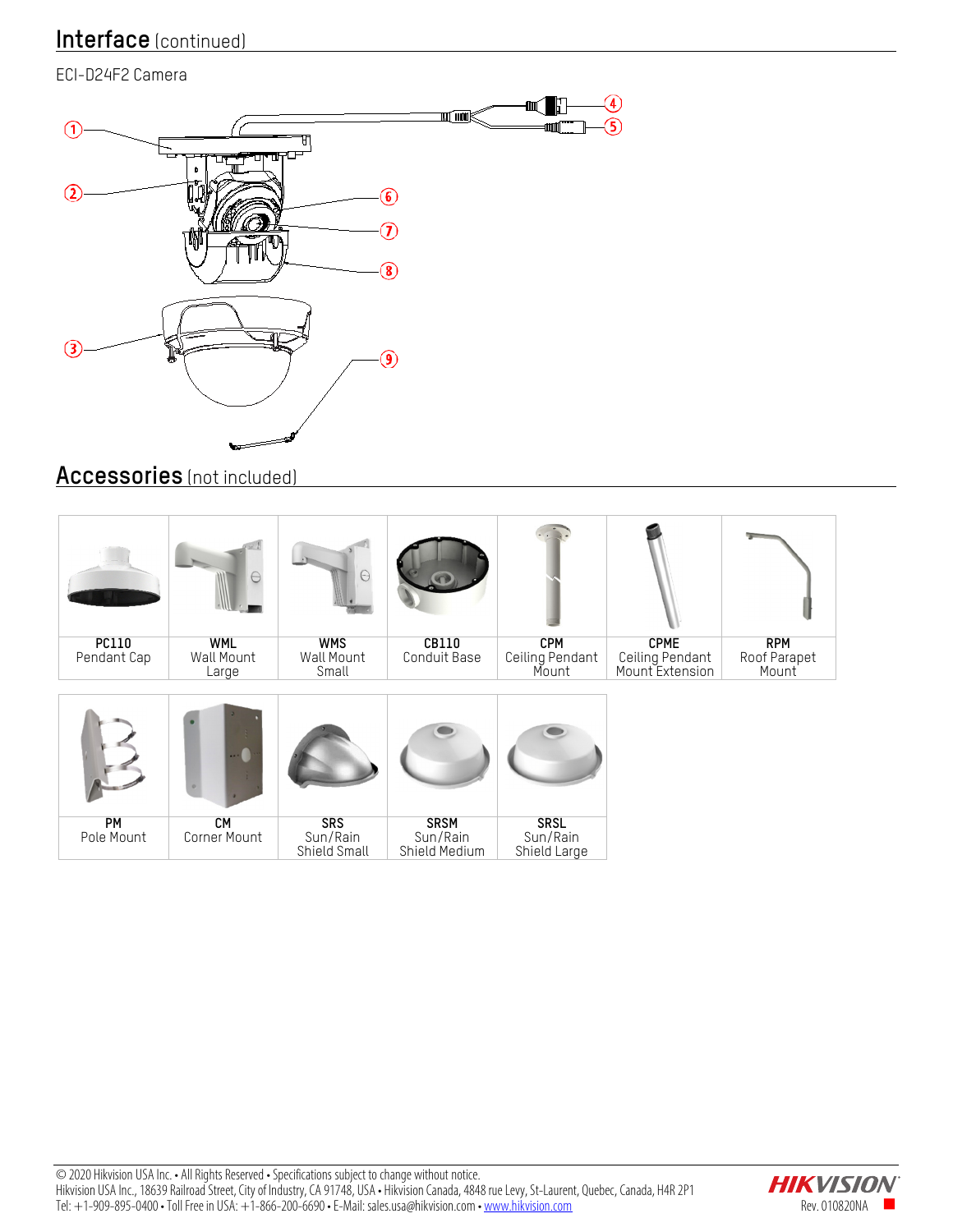## Interface (continued)

ECI-D24F2 Camera

1
2
3
4
5
6
7
8
9

## Accessories (not included)

| | | | | | | |
|---|---|---|---|---|---|---|
| **PC110** Pendant Cap | **WML** Wall Mount Large | **WMS** Wall Mount Small | **CB110** Conduit Base | **CPM** Ceiling Pendant Mount | **CPME** Ceiling Pendant Mount Extension | **RPM** Roof Parapet Mount |

| | | | | |
|---|---|---|---|---|
| **PM** Pole Mount | **CM** Corner Mount | **SRS** Sun/Rain Shield Small | **SRSM** Sun/Rain Shield Medium | **SRSL** Sun/Rain Shield Large |

© 2020 Hikvision USA Inc. • All Rights Reserved • Specifications subject to change without notice.
Hikvision USA Inc., 18639 Railroad Street, City of Industry, CA 91748, USA • Hikvision Canada, 4848 rue Levy, St-Laurent, Quebec, Canada, H4R 2P1
Tel: +1-909-895-0400 • Toll Free in USA: +1-866-200-6690 • E-Mail: sales.usa@hikvision.com • www.hikvision.com

HIKVISION

Rev. 010820NA